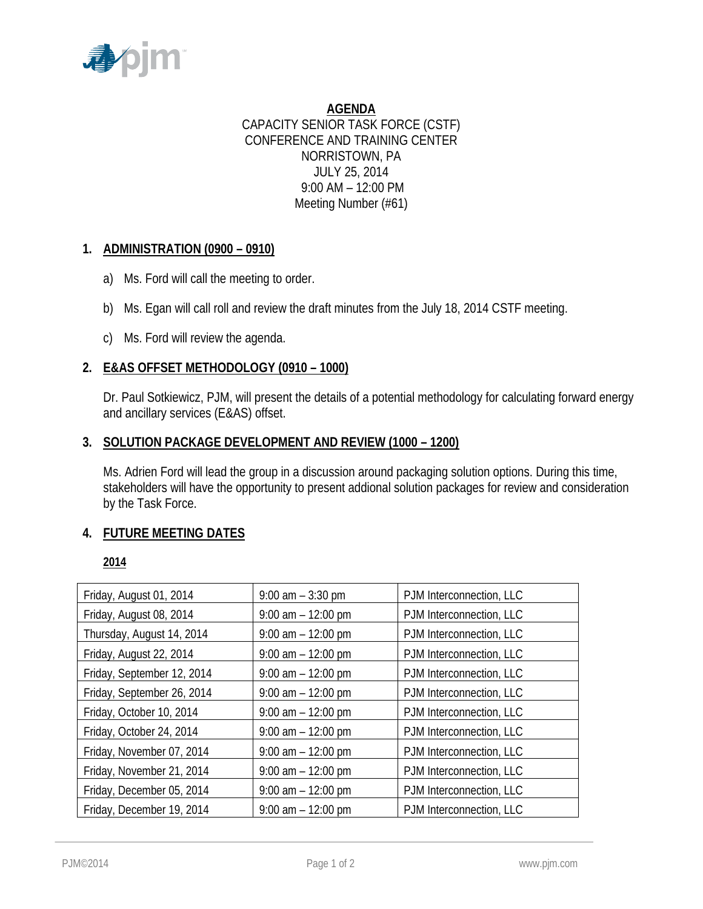# AGENDA

CAPACITY SENIOR TASK FORCE (CSTF)
CONFERENCE AND TRAINING CENTER
NORRISTOWN, PA
JULY 25, 2014
9:00 AM – 12:00 PM
Meeting Number (#61)

## 1. ADMINISTRATION (0900 – 0910)

a) Ms. Ford will call the meeting to order.

b) Ms. Egan will call roll and review the draft minutes from the July 18, 2014 CSTF meeting.

c) Ms. Ford will review the agenda.

## 2. E&AS OFFSET METHODOLOGY (0910 – 1000)

Dr. Paul Sotkiewicz, PJM, will present the details of a potential methodology for calculating forward energy and ancillary services (E&AS) offset.

## 3. SOLUTION PACKAGE DEVELOPMENT AND REVIEW (1000 – 1200)

Ms. Adrien Ford will lead the group in a discussion around packaging solution options. During this time, stakeholders will have the opportunity to present addional solution packages for review and consideration by the Task Force.

## 4. FUTURE MEETING DATES

**2014**

| Date | Time | Location |
|---|---|---|
| Friday, August 01, 2014 | 9:00 am – 3:30 pm | PJM Interconnection, LLC |
| Friday, August 08, 2014 | 9:00 am – 12:00 pm | PJM Interconnection, LLC |
| Thursday, August 14, 2014 | 9:00 am – 12:00 pm | PJM Interconnection, LLC |
| Friday, August 22, 2014 | 9:00 am – 12:00 pm | PJM Interconnection, LLC |
| Friday, September 12, 2014 | 9:00 am – 12:00 pm | PJM Interconnection, LLC |
| Friday, September 26, 2014 | 9:00 am – 12:00 pm | PJM Interconnection, LLC |
| Friday, October 10, 2014 | 9:00 am – 12:00 pm | PJM Interconnection, LLC |
| Friday, October 24, 2014 | 9:00 am – 12:00 pm | PJM Interconnection, LLC |
| Friday, November 07, 2014 | 9:00 am – 12:00 pm | PJM Interconnection, LLC |
| Friday, November 21, 2014 | 9:00 am – 12:00 pm | PJM Interconnection, LLC |
| Friday, December 05, 2014 | 9:00 am – 12:00 pm | PJM Interconnection, LLC |
| Friday, December 19, 2014 | 9:00 am – 12:00 pm | PJM Interconnection, LLC |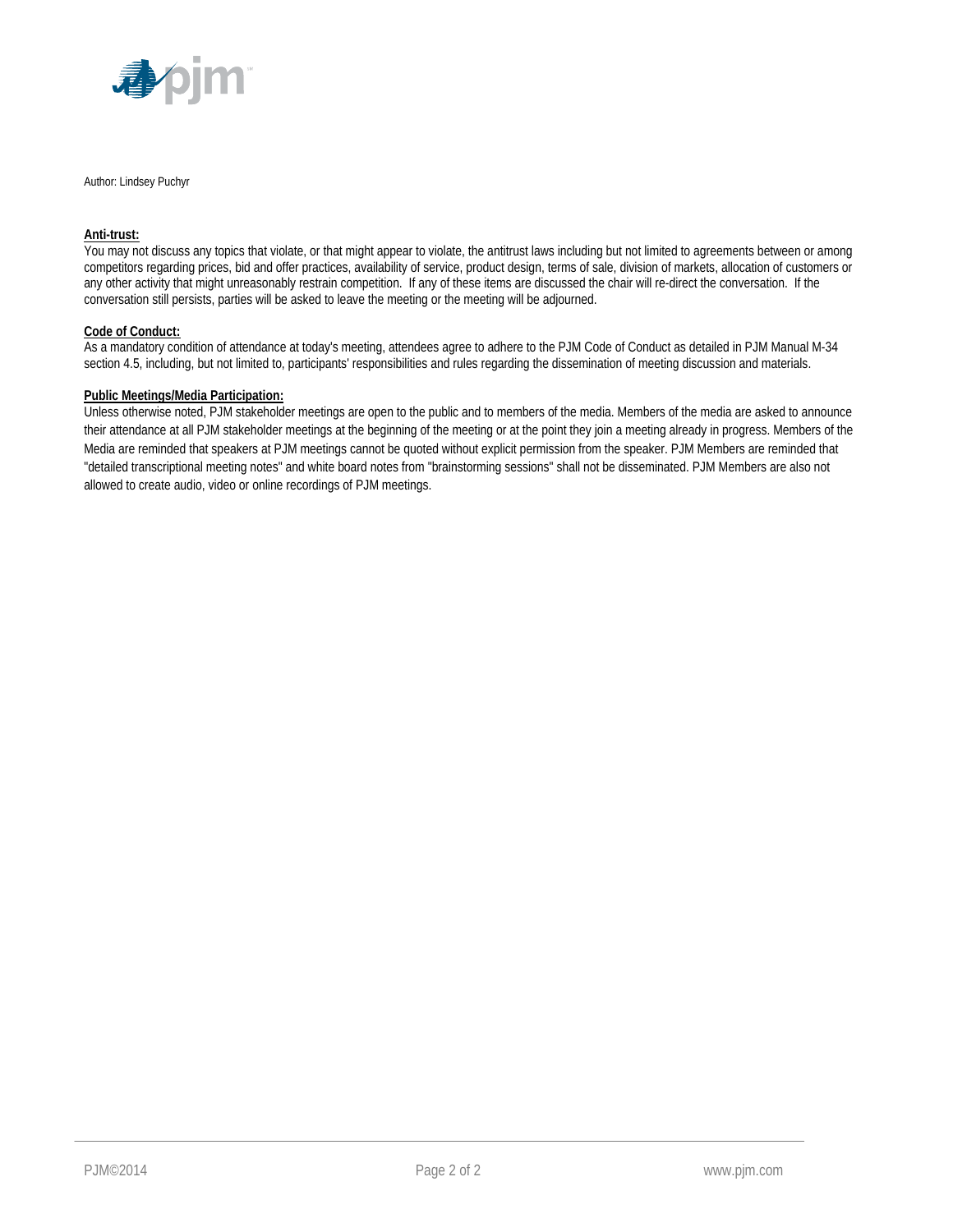Author: Lindsey Puchyr

**Anti-trust:**

You may not discuss any topics that violate, or that might appear to violate, the antitrust laws including but not limited to agreements between or among competitors regarding prices, bid and offer practices, availability of service, product design, terms of sale, division of markets, allocation of customers or any other activity that might unreasonably restrain competition. If any of these items are discussed the chair will re-direct the conversation. If the conversation still persists, parties will be asked to leave the meeting or the meeting will be adjourned.

**Code of Conduct:**

As a mandatory condition of attendance at today's meeting, attendees agree to adhere to the PJM Code of Conduct as detailed in PJM Manual M-34 section 4.5, including, but not limited to, participants' responsibilities and rules regarding the dissemination of meeting discussion and materials.

**Public Meetings/Media Participation:**

Unless otherwise noted, PJM stakeholder meetings are open to the public and to members of the media. Members of the media are asked to announce their attendance at all PJM stakeholder meetings at the beginning of the meeting or at the point they join a meeting already in progress. Members of the Media are reminded that speakers at PJM meetings cannot be quoted without explicit permission from the speaker. PJM Members are reminded that "detailed transcriptional meeting notes" and white board notes from "brainstorming sessions" shall not be disseminated. PJM Members are also not allowed to create audio, video or online recordings of PJM meetings.